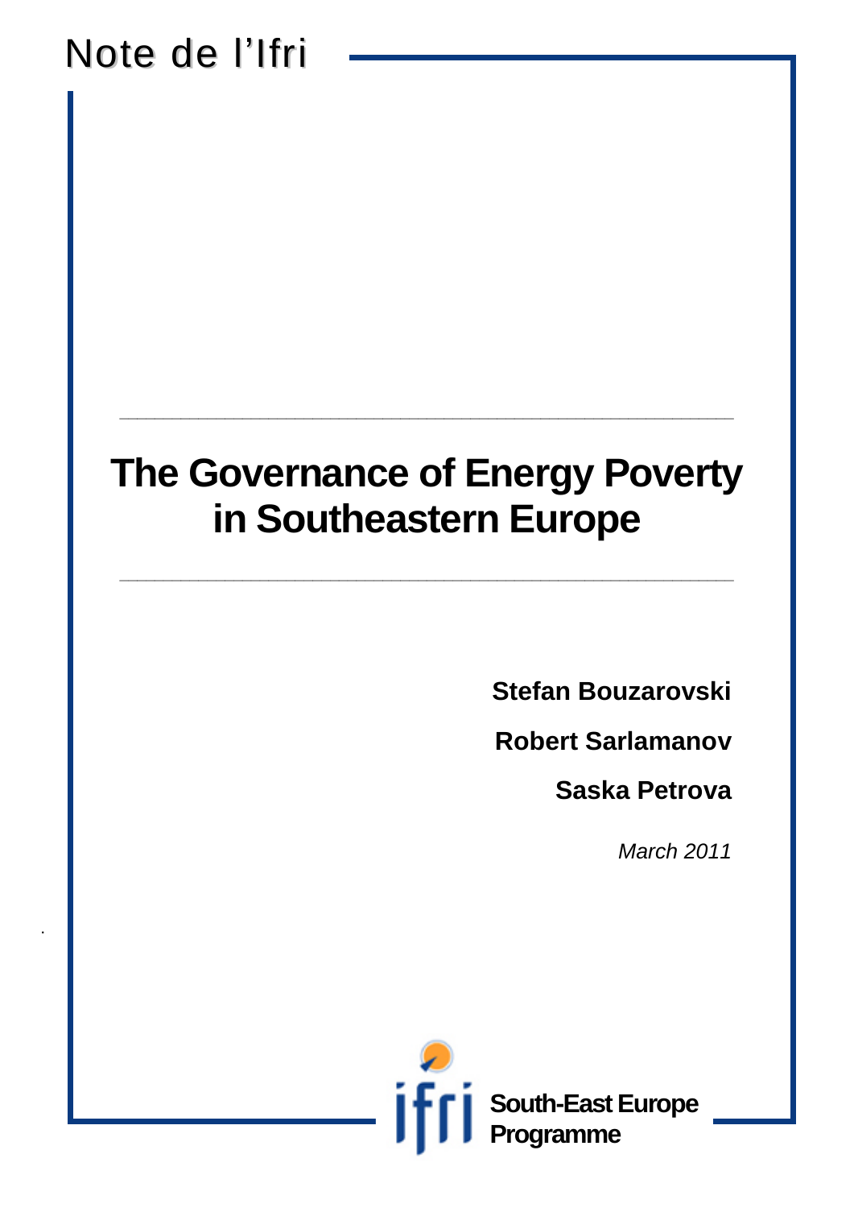Note de l'Ifri

# The Governance of Energy Poverty in Southeastern Europe

**Stefan Bouzarovski**

**Robert Sarlamanov**

**Saska Petrova**

*March 2011*

**South-East Europe Programme**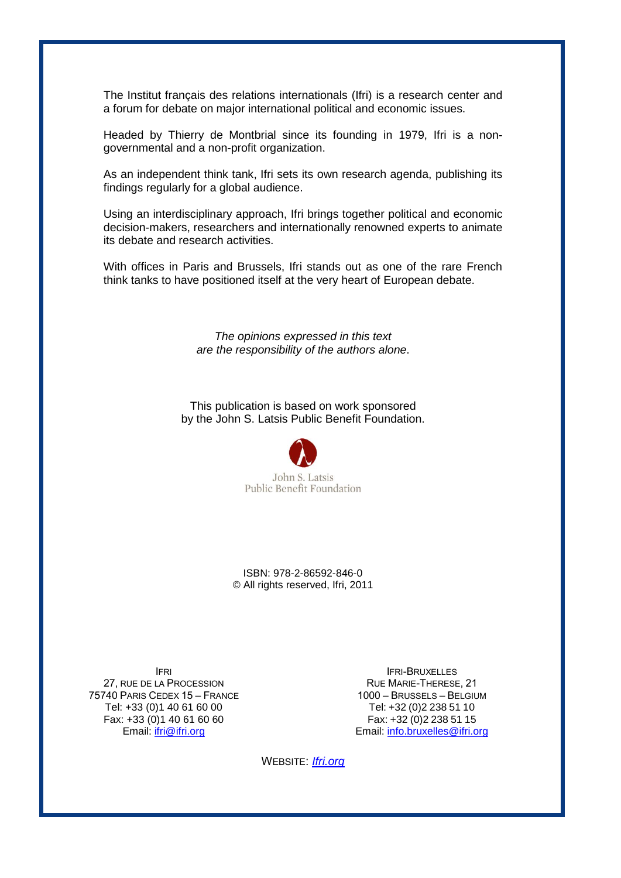The Institut français des relations internationals (Ifri) is a research center and a forum for debate on major international political and economic issues.

Headed by Thierry de Montbrial since its founding in 1979, Ifri is a non-governmental and a non-profit organization.

As an independent think tank, Ifri sets its own research agenda, publishing its findings regularly for a global audience.

Using an interdisciplinary approach, Ifri brings together political and economic decision-makers, researchers and internationally renowned experts to animate its debate and research activities.

With offices in Paris and Brussels, Ifri stands out as one of the rare French think tanks to have positioned itself at the very heart of European debate.

*The opinions expressed in this text are the responsibility of the authors alone.*

This publication is based on work sponsored by the John S. Latsis Public Benefit Foundation.

John S. Latsis
Public Benefit Foundation

ISBN: 978-2-86592-846-0
© All rights reserved, Ifri, 2011

IFRI
27, RUE DE LA PROCESSION
75740 PARIS CEDEX 15 – FRANCE
Tel: +33 (0)1 40 61 60 00
Fax: +33 (0)1 40 61 60 60
Email: ifri@ifri.org

IFRI-BRUXELLES
RUE MARIE-THERESE, 21
1000 – BRUSSELS – BELGIUM
Tel: +32 (0)2 238 51 10
Fax: +32 (0)2 238 51 15
Email: info.bruxelles@ifri.org

WEBSITE: *Ifri.org*